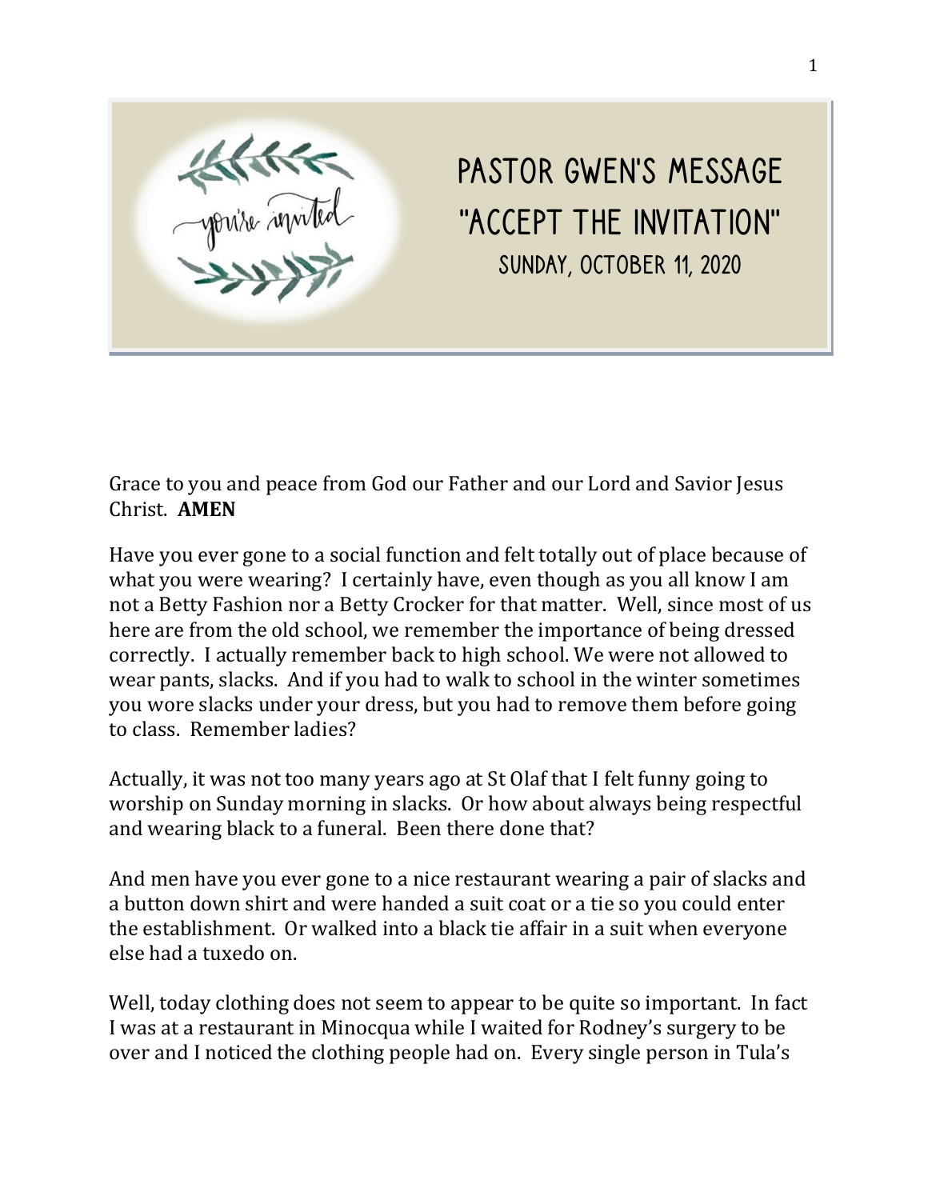# PASTOR GWEN'S MESSAGE
## "ACCEPT THE INVITATION"
### SUNDAY, OCTOBER 11, 2020

Grace to you and peace from God our Father and our Lord and Savior Jesus Christ. **AMEN**

Have you ever gone to a social function and felt totally out of place because of what you were wearing? I certainly have, even though as you all know I am not a Betty Fashion nor a Betty Crocker for that matter. Well, since most of us here are from the old school, we remember the importance of being dressed correctly. I actually remember back to high school. We were not allowed to wear pants, slacks. And if you had to walk to school in the winter sometimes you wore slacks under your dress, but you had to remove them before going to class. Remember ladies?

Actually, it was not too many years ago at St Olaf that I felt funny going to worship on Sunday morning in slacks. Or how about always being respectful and wearing black to a funeral. Been there done that?

And men have you ever gone to a nice restaurant wearing a pair of slacks and a button down shirt and were handed a suit coat or a tie so you could enter the establishment. Or walked into a black tie affair in a suit when everyone else had a tuxedo on.

Well, today clothing does not seem to appear to be quite so important. In fact I was at a restaurant in Minocqua while I waited for Rodney's surgery to be over and I noticed the clothing people had on. Every single person in Tula's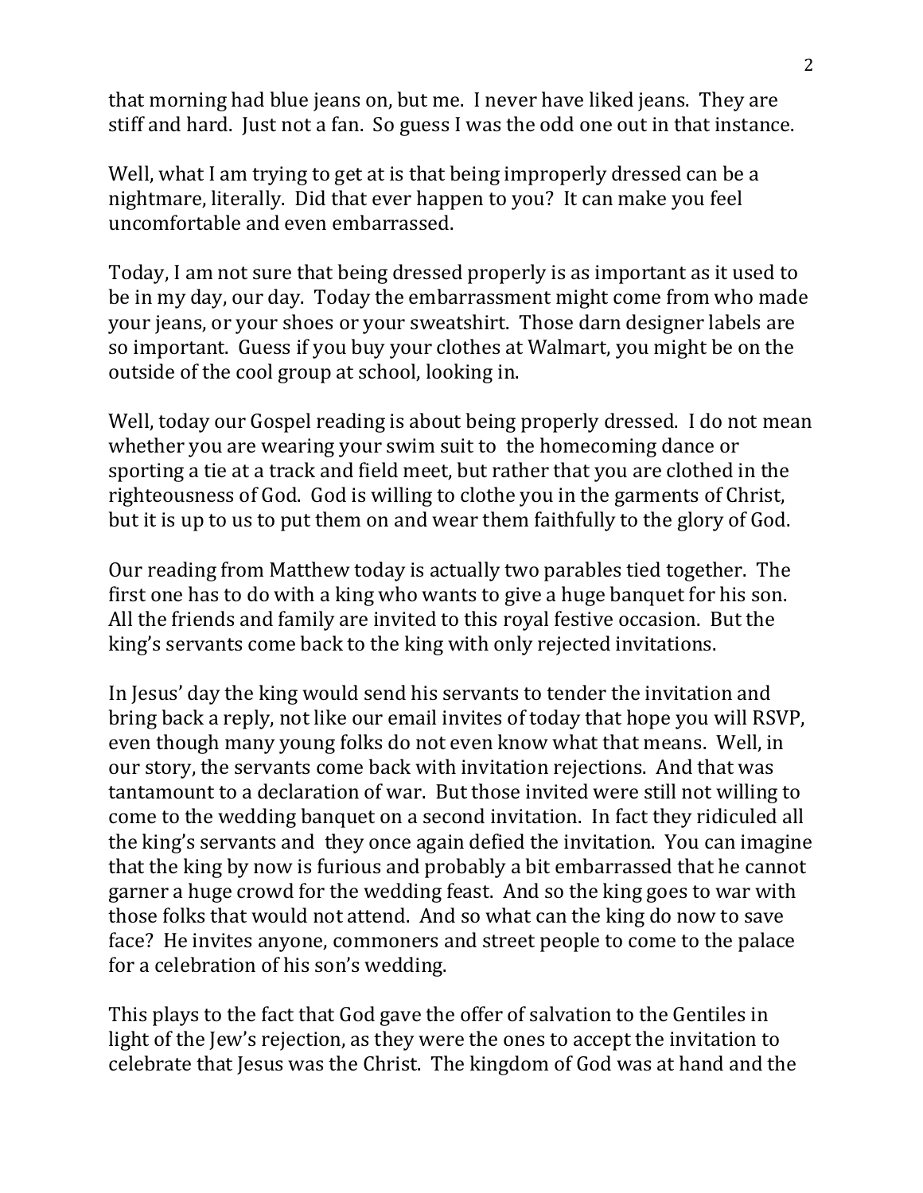that morning had blue jeans on, but me. I never have liked jeans. They are stiff and hard. Just not a fan. So guess I was the odd one out in that instance.

Well, what I am trying to get at is that being improperly dressed can be a nightmare, literally. Did that ever happen to you? It can make you feel uncomfortable and even embarrassed.

Today, I am not sure that being dressed properly is as important as it used to be in my day, our day. Today the embarrassment might come from who made your jeans, or your shoes or your sweatshirt. Those darn designer labels are so important. Guess if you buy your clothes at Walmart, you might be on the outside of the cool group at school, looking in.

Well, today our Gospel reading is about being properly dressed. I do not mean whether you are wearing your swim suit to the homecoming dance or sporting a tie at a track and field meet, but rather that you are clothed in the righteousness of God. God is willing to clothe you in the garments of Christ, but it is up to us to put them on and wear them faithfully to the glory of God.

Our reading from Matthew today is actually two parables tied together. The first one has to do with a king who wants to give a huge banquet for his son. All the friends and family are invited to this royal festive occasion. But the king's servants come back to the king with only rejected invitations.

In Jesus' day the king would send his servants to tender the invitation and bring back a reply, not like our email invites of today that hope you will RSVP, even though many young folks do not even know what that means. Well, in our story, the servants come back with invitation rejections. And that was tantamount to a declaration of war. But those invited were still not willing to come to the wedding banquet on a second invitation. In fact they ridiculed all the king's servants and they once again defied the invitation. You can imagine that the king by now is furious and probably a bit embarrassed that he cannot garner a huge crowd for the wedding feast. And so the king goes to war with those folks that would not attend. And so what can the king do now to save face? He invites anyone, commoners and street people to come to the palace for a celebration of his son's wedding.

This plays to the fact that God gave the offer of salvation to the Gentiles in light of the Jew's rejection, as they were the ones to accept the invitation to celebrate that Jesus was the Christ. The kingdom of God was at hand and the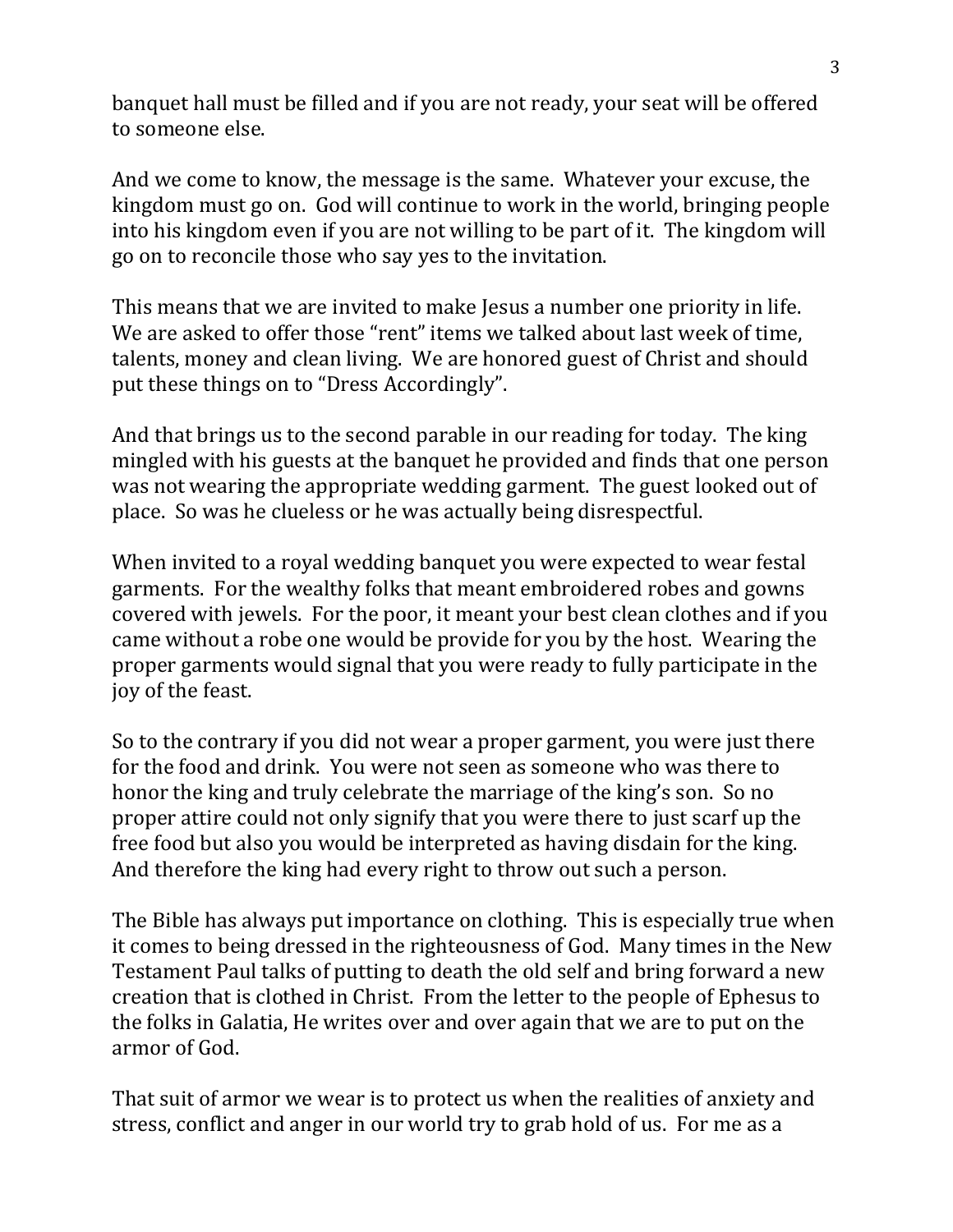banquet hall must be filled and if you are not ready, your seat will be offered to someone else.

And we come to know, the message is the same. Whatever your excuse, the kingdom must go on. God will continue to work in the world, bringing people into his kingdom even if you are not willing to be part of it. The kingdom will go on to reconcile those who say yes to the invitation.

This means that we are invited to make Jesus a number one priority in life. We are asked to offer those "rent" items we talked about last week of time, talents, money and clean living. We are honored guest of Christ and should put these things on to "Dress Accordingly".

And that brings us to the second parable in our reading for today. The king mingled with his guests at the banquet he provided and finds that one person was not wearing the appropriate wedding garment. The guest looked out of place. So was he clueless or he was actually being disrespectful.

When invited to a royal wedding banquet you were expected to wear festal garments. For the wealthy folks that meant embroidered robes and gowns covered with jewels. For the poor, it meant your best clean clothes and if you came without a robe one would be provide for you by the host. Wearing the proper garments would signal that you were ready to fully participate in the joy of the feast.

So to the contrary if you did not wear a proper garment, you were just there for the food and drink. You were not seen as someone who was there to honor the king and truly celebrate the marriage of the king's son. So no proper attire could not only signify that you were there to just scarf up the free food but also you would be interpreted as having disdain for the king. And therefore the king had every right to throw out such a person.

The Bible has always put importance on clothing. This is especially true when it comes to being dressed in the righteousness of God. Many times in the New Testament Paul talks of putting to death the old self and bring forward a new creation that is clothed in Christ. From the letter to the people of Ephesus to the folks in Galatia, He writes over and over again that we are to put on the armor of God.

That suit of armor we wear is to protect us when the realities of anxiety and stress, conflict and anger in our world try to grab hold of us. For me as a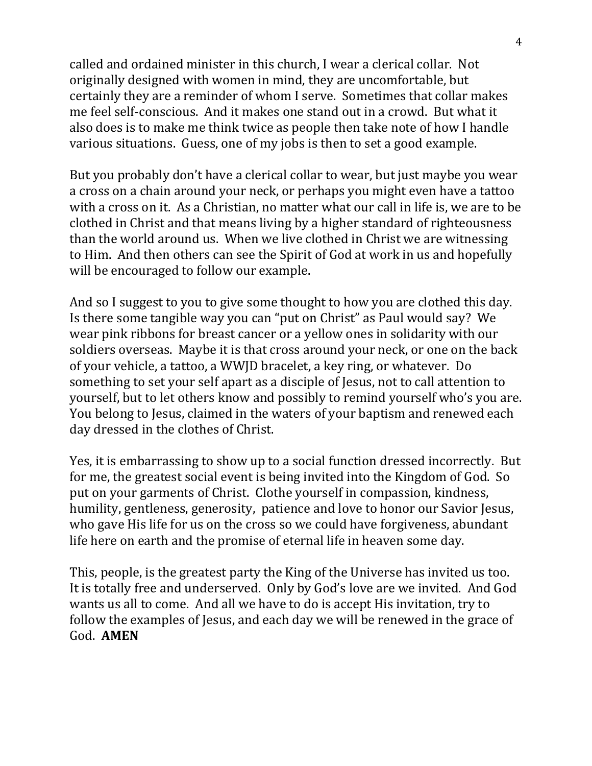called and ordained minister in this church, I wear a clerical collar. Not originally designed with women in mind, they are uncomfortable, but certainly they are a reminder of whom I serve. Sometimes that collar makes me feel self-conscious. And it makes one stand out in a crowd. But what it also does is to make me think twice as people then take note of how I handle various situations. Guess, one of my jobs is then to set a good example.

But you probably don't have a clerical collar to wear, but just maybe you wear a cross on a chain around your neck, or perhaps you might even have a tattoo with a cross on it. As a Christian, no matter what our call in life is, we are to be clothed in Christ and that means living by a higher standard of righteousness than the world around us. When we live clothed in Christ we are witnessing to Him. And then others can see the Spirit of God at work in us and hopefully will be encouraged to follow our example.

And so I suggest to you to give some thought to how you are clothed this day. Is there some tangible way you can "put on Christ" as Paul would say? We wear pink ribbons for breast cancer or a yellow ones in solidarity with our soldiers overseas. Maybe it is that cross around your neck, or one on the back of your vehicle, a tattoo, a WWJD bracelet, a key ring, or whatever. Do something to set your self apart as a disciple of Jesus, not to call attention to yourself, but to let others know and possibly to remind yourself who's you are. You belong to Jesus, claimed in the waters of your baptism and renewed each day dressed in the clothes of Christ.

Yes, it is embarrassing to show up to a social function dressed incorrectly. But for me, the greatest social event is being invited into the Kingdom of God. So put on your garments of Christ. Clothe yourself in compassion, kindness, humility, gentleness, generosity, patience and love to honor our Savior Jesus, who gave His life for us on the cross so we could have forgiveness, abundant life here on earth and the promise of eternal life in heaven some day.

This, people, is the greatest party the King of the Universe has invited us too. It is totally free and underserved. Only by God's love are we invited. And God wants us all to come. And all we have to do is accept His invitation, try to follow the examples of Jesus, and each day we will be renewed in the grace of God. **AMEN**